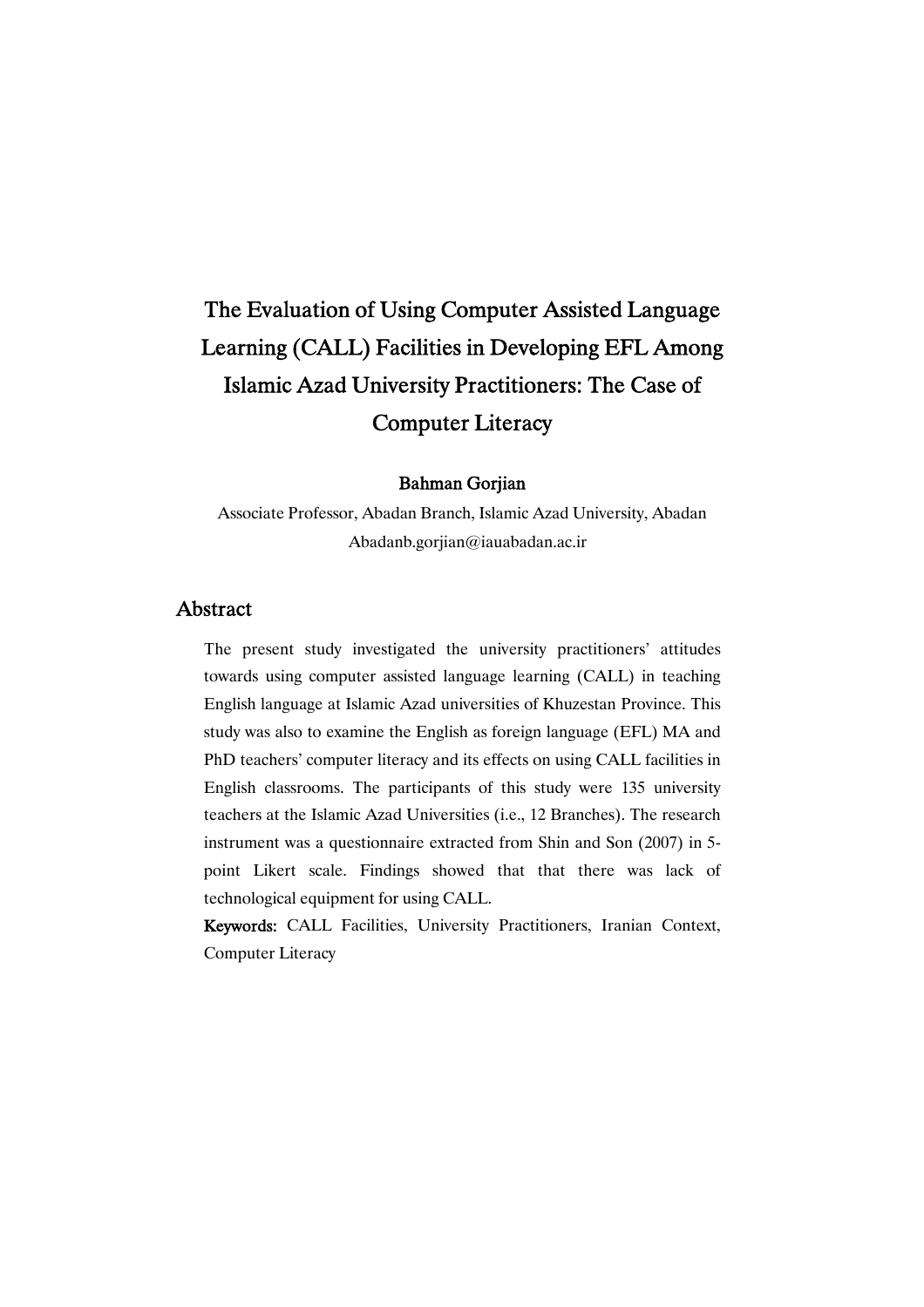# The Evaluation of Using Computer Assisted Language Learning (CALL) Facilities in Developing EFL Among Islamic Azad University Practitioners: The Case of Computer Literacy

**Bahman Gorjian**

Associate Professor, Abadan Branch, Islamic Azad University, Abadan
Abadanb.gorjian@iauabadan.ac.ir

## Abstract

The present study investigated the university practitioners' attitudes towards using computer assisted language learning (CALL) in teaching English language at Islamic Azad universities of Khuzestan Province. This study was also to examine the English as foreign language (EFL) MA and PhD teachers' computer literacy and its effects on using CALL facilities in English classrooms. The participants of this study were 135 university teachers at the Islamic Azad Universities (i.e., 12 Branches). The research instrument was a questionnaire extracted from Shin and Son (2007) in 5-point Likert scale. Findings showed that that there was lack of technological equipment for using CALL.

**Keywords:** CALL Facilities, University Practitioners, Iranian Context, Computer Literacy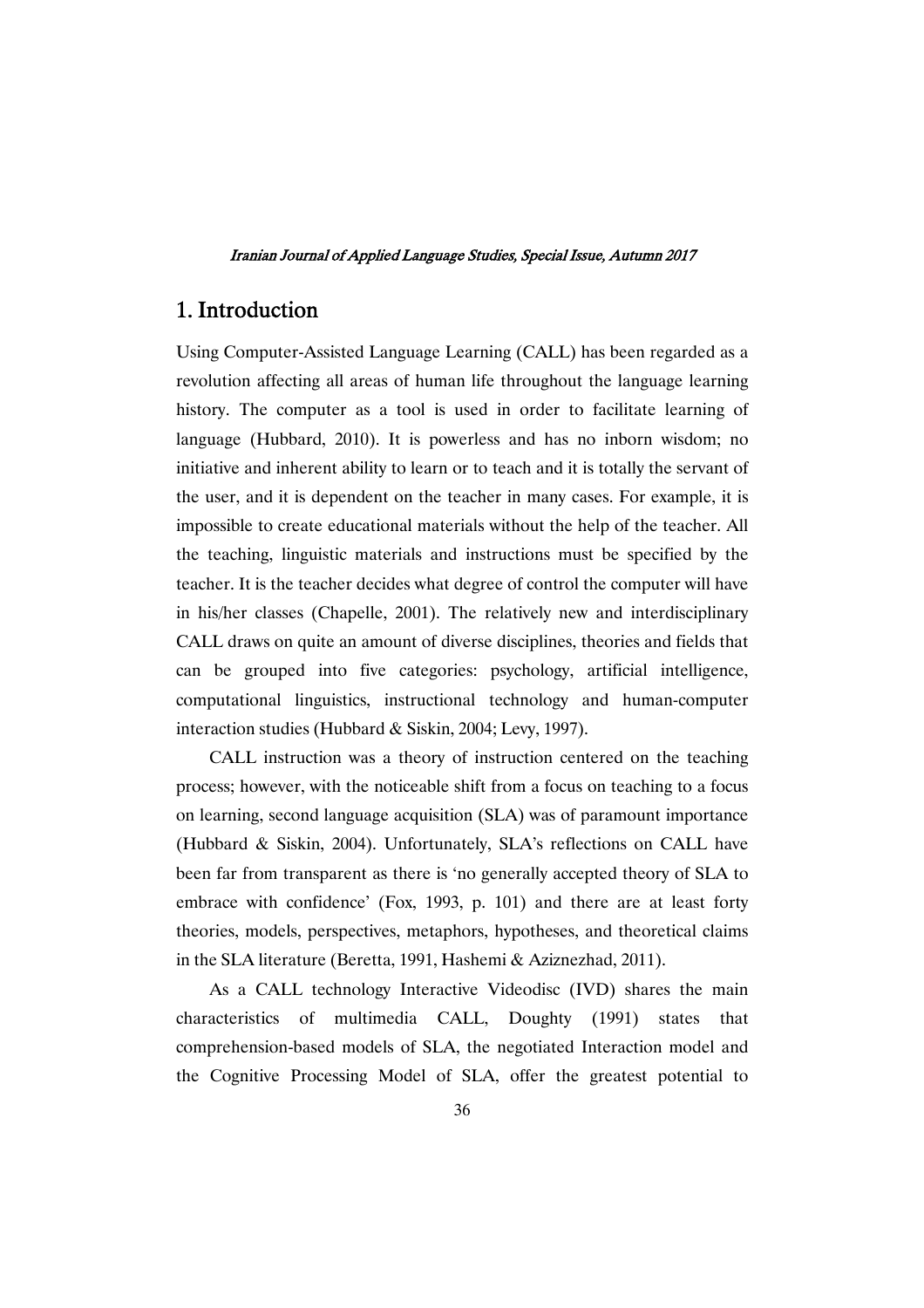## 1. Introduction

Using Computer-Assisted Language Learning (CALL) has been regarded as a revolution affecting all areas of human life throughout the language learning history. The computer as a tool is used in order to facilitate learning of language (Hubbard, 2010). It is powerless and has no inborn wisdom; no initiative and inherent ability to learn or to teach and it is totally the servant of the user, and it is dependent on the teacher in many cases. For example, it is impossible to create educational materials without the help of the teacher. All the teaching, linguistic materials and instructions must be specified by the teacher. It is the teacher decides what degree of control the computer will have in his/her classes (Chapelle, 2001). The relatively new and interdisciplinary CALL draws on quite an amount of diverse disciplines, theories and fields that can be grouped into five categories: psychology, artificial intelligence, computational linguistics, instructional technology and human-computer interaction studies (Hubbard & Siskin, 2004; Levy, 1997).

CALL instruction was a theory of instruction centered on the teaching process; however, with the noticeable shift from a focus on teaching to a focus on learning, second language acquisition (SLA) was of paramount importance (Hubbard & Siskin, 2004). Unfortunately, SLA's reflections on CALL have been far from transparent as there is 'no generally accepted theory of SLA to embrace with confidence' (Fox, 1993, p. 101) and there are at least forty theories, models, perspectives, metaphors, hypotheses, and theoretical claims in the SLA literature (Beretta, 1991, Hashemi & Aziznezhad, 2011).

As a CALL technology Interactive Videodisc (IVD) shares the main characteristics of multimedia CALL, Doughty (1991) states that comprehension-based models of SLA, the negotiated Interaction model and the Cognitive Processing Model of SLA, offer the greatest potential to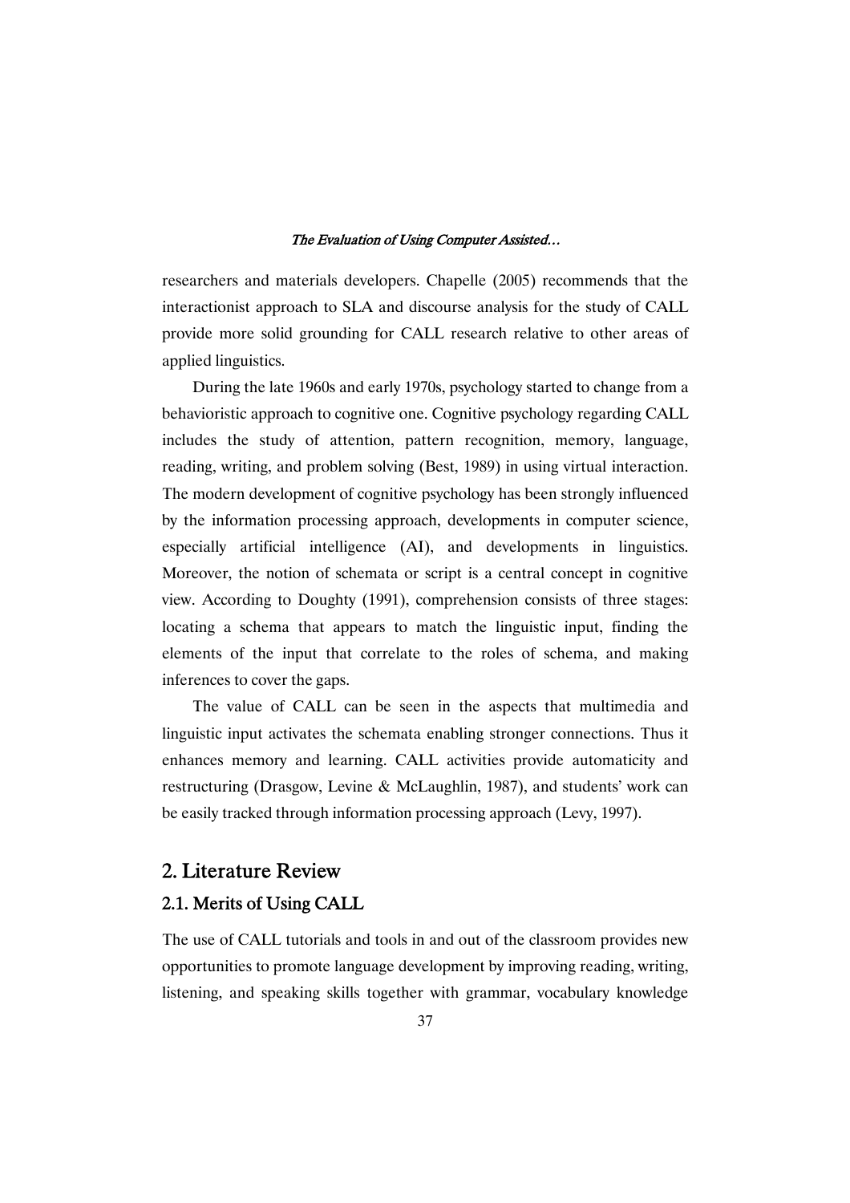researchers and materials developers. Chapelle (2005) recommends that the interactionist approach to SLA and discourse analysis for the study of CALL provide more solid grounding for CALL research relative to other areas of applied linguistics.

During the late 1960s and early 1970s, psychology started to change from a behavioristic approach to cognitive one. Cognitive psychology regarding CALL includes the study of attention, pattern recognition, memory, language, reading, writing, and problem solving (Best, 1989) in using virtual interaction. The modern development of cognitive psychology has been strongly influenced by the information processing approach, developments in computer science, especially artificial intelligence (AI), and developments in linguistics. Moreover, the notion of schemata or script is a central concept in cognitive view. According to Doughty (1991), comprehension consists of three stages: locating a schema that appears to match the linguistic input, finding the elements of the input that correlate to the roles of schema, and making inferences to cover the gaps.

The value of CALL can be seen in the aspects that multimedia and linguistic input activates the schemata enabling stronger connections. Thus it enhances memory and learning. CALL activities provide automaticity and restructuring (Drasgow, Levine & McLaughlin, 1987), and students' work can be easily tracked through information processing approach (Levy, 1997).

## 2. Literature Review

### 2.1. Merits of Using CALL

The use of CALL tutorials and tools in and out of the classroom provides new opportunities to promote language development by improving reading, writing, listening, and speaking skills together with grammar, vocabulary knowledge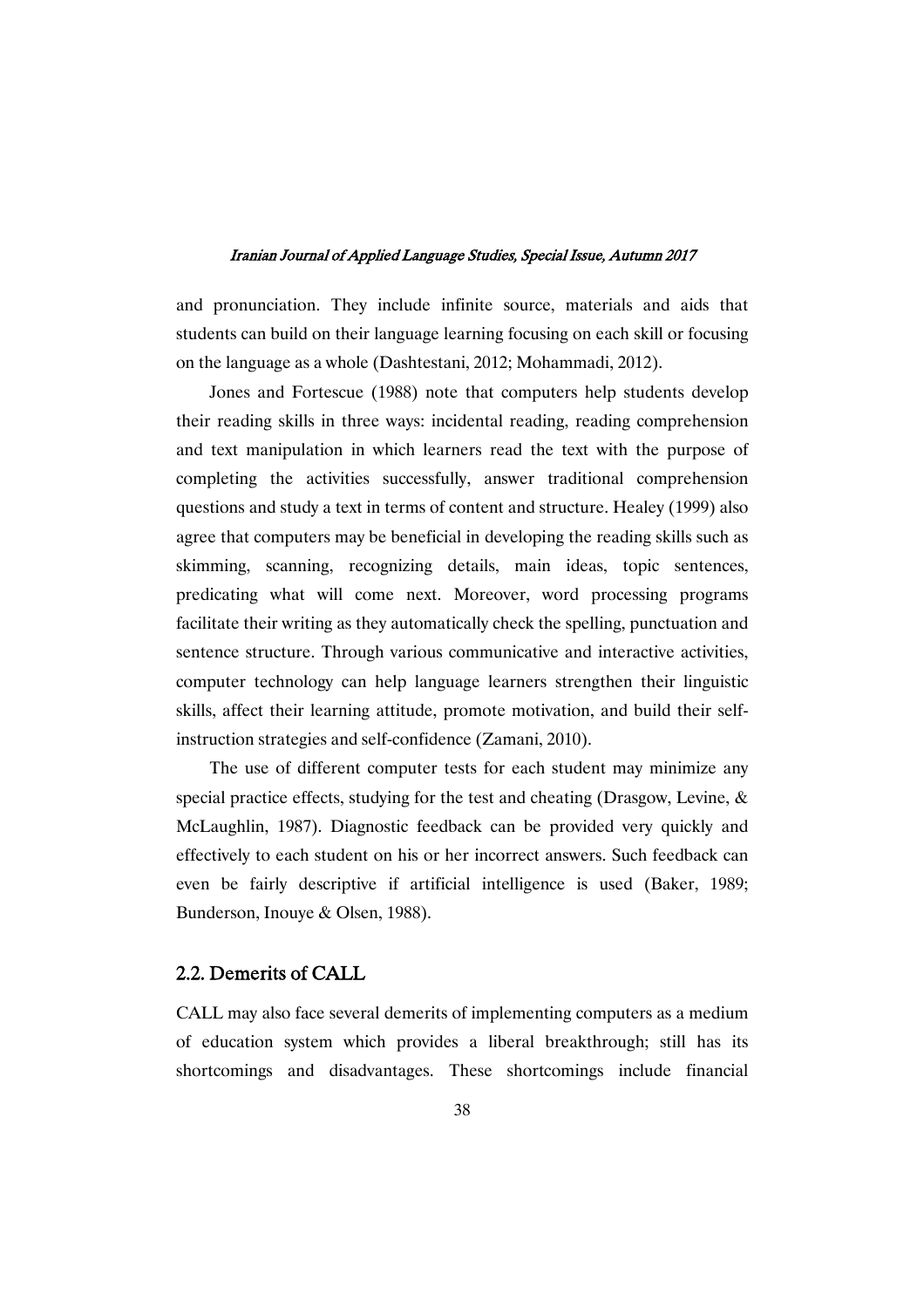and pronunciation. They include infinite source, materials and aids that students can build on their language learning focusing on each skill or focusing on the language as a whole (Dashtestani, 2012; Mohammadi, 2012).

Jones and Fortescue (1988) note that computers help students develop their reading skills in three ways: incidental reading, reading comprehension and text manipulation in which learners read the text with the purpose of completing the activities successfully, answer traditional comprehension questions and study a text in terms of content and structure. Healey (1999) also agree that computers may be beneficial in developing the reading skills such as skimming, scanning, recognizing details, main ideas, topic sentences, predicating what will come next. Moreover, word processing programs facilitate their writing as they automatically check the spelling, punctuation and sentence structure. Through various communicative and interactive activities, computer technology can help language learners strengthen their linguistic skills, affect their learning attitude, promote motivation, and build their self-instruction strategies and self-confidence (Zamani, 2010).

The use of different computer tests for each student may minimize any special practice effects, studying for the test and cheating (Drasgow, Levine, & McLaughlin, 1987). Diagnostic feedback can be provided very quickly and effectively to each student on his or her incorrect answers. Such feedback can even be fairly descriptive if artificial intelligence is used (Baker, 1989; Bunderson, Inouye & Olsen, 1988).

## 2.2. Demerits of CALL

CALL may also face several demerits of implementing computers as a medium of education system which provides a liberal breakthrough; still has its shortcomings and disadvantages. These shortcomings include financial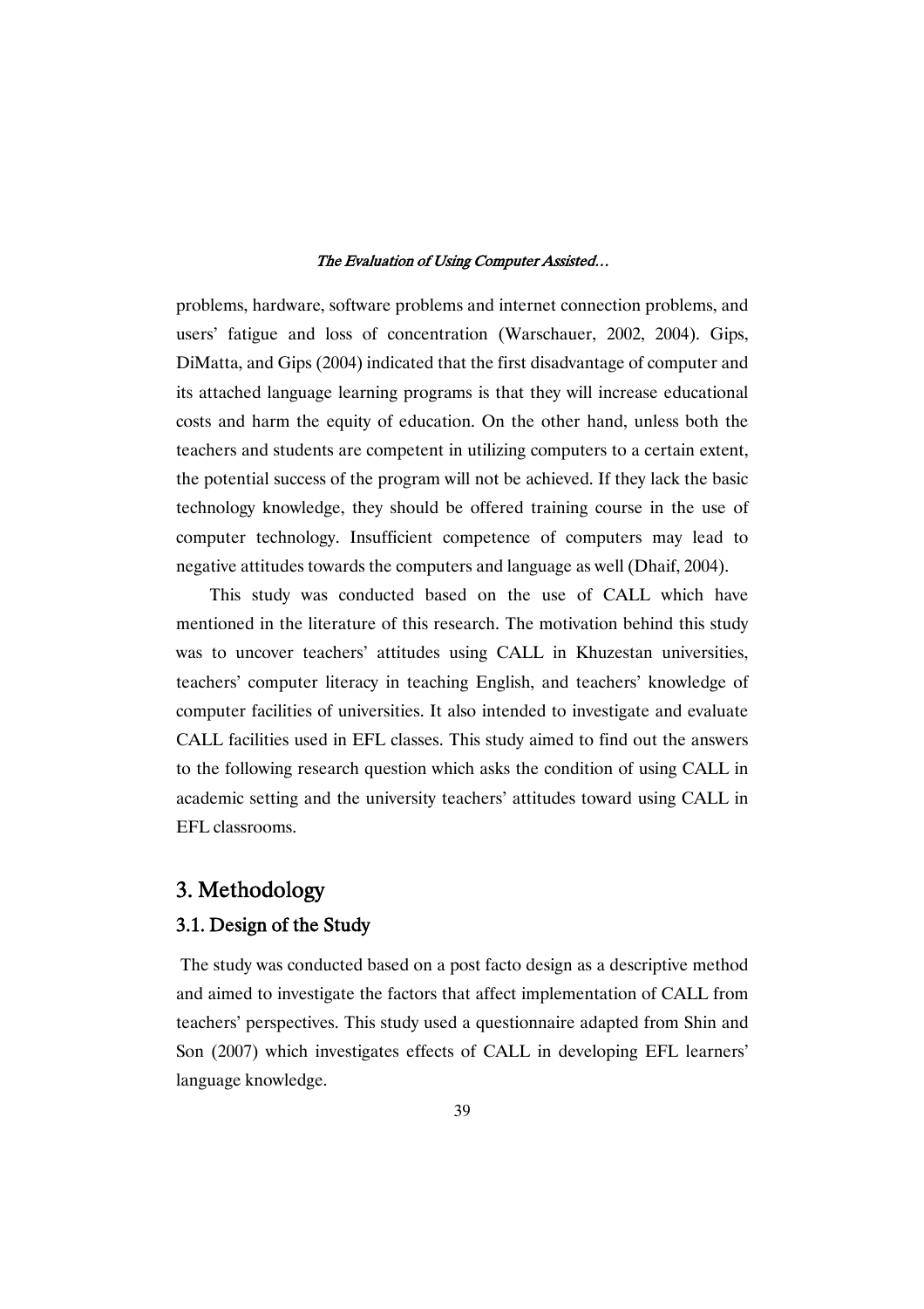problems, hardware, software problems and internet connection problems, and users' fatigue and loss of concentration (Warschauer, 2002, 2004). Gips, DiMatta, and Gips (2004) indicated that the first disadvantage of computer and its attached language learning programs is that they will increase educational costs and harm the equity of education. On the other hand, unless both the teachers and students are competent in utilizing computers to a certain extent, the potential success of the program will not be achieved. If they lack the basic technology knowledge, they should be offered training course in the use of computer technology. Insufficient competence of computers may lead to negative attitudes towards the computers and language as well (Dhaif, 2004).

This study was conducted based on the use of CALL which have mentioned in the literature of this research. The motivation behind this study was to uncover teachers' attitudes using CALL in Khuzestan universities, teachers' computer literacy in teaching English, and teachers' knowledge of computer facilities of universities. It also intended to investigate and evaluate CALL facilities used in EFL classes. This study aimed to find out the answers to the following research question which asks the condition of using CALL in academic setting and the university teachers' attitudes toward using CALL in EFL classrooms.

## 3. Methodology

### 3.1. Design of the Study

The study was conducted based on a post facto design as a descriptive method and aimed to investigate the factors that affect implementation of CALL from teachers' perspectives. This study used a questionnaire adapted from Shin and Son (2007) which investigates effects of CALL in developing EFL learners' language knowledge.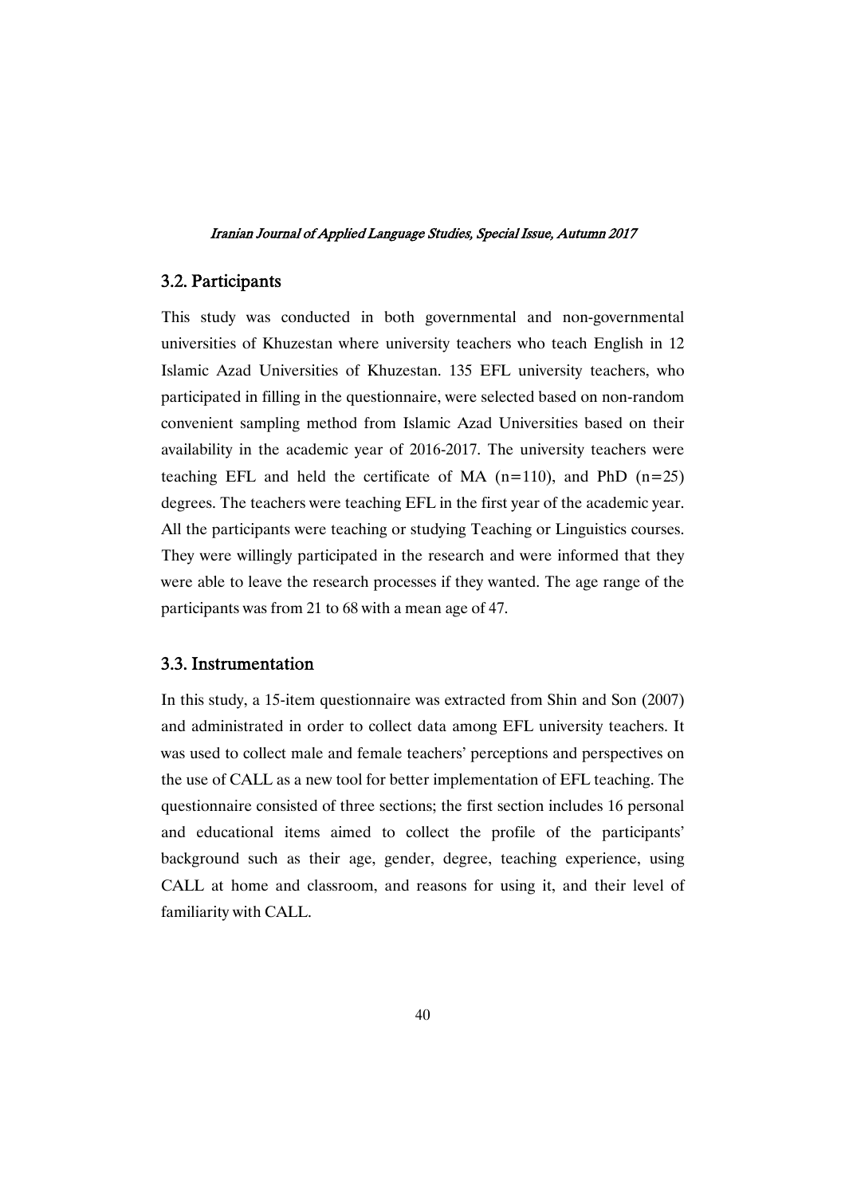## 3.2. Participants

This study was conducted in both governmental and non-governmental universities of Khuzestan where university teachers who teach English in 12 Islamic Azad Universities of Khuzestan. 135 EFL university teachers, who participated in filling in the questionnaire, were selected based on non-random convenient sampling method from Islamic Azad Universities based on their availability in the academic year of 2016-2017. The university teachers were teaching EFL and held the certificate of MA (n=110), and PhD (n=25) degrees. The teachers were teaching EFL in the first year of the academic year. All the participants were teaching or studying Teaching or Linguistics courses. They were willingly participated in the research and were informed that they were able to leave the research processes if they wanted. The age range of the participants was from 21 to 68 with a mean age of 47.

## 3.3. Instrumentation

In this study, a 15-item questionnaire was extracted from Shin and Son (2007) and administrated in order to collect data among EFL university teachers. It was used to collect male and female teachers' perceptions and perspectives on the use of CALL as a new tool for better implementation of EFL teaching. The questionnaire consisted of three sections; the first section includes 16 personal and educational items aimed to collect the profile of the participants' background such as their age, gender, degree, teaching experience, using CALL at home and classroom, and reasons for using it, and their level of familiarity with CALL.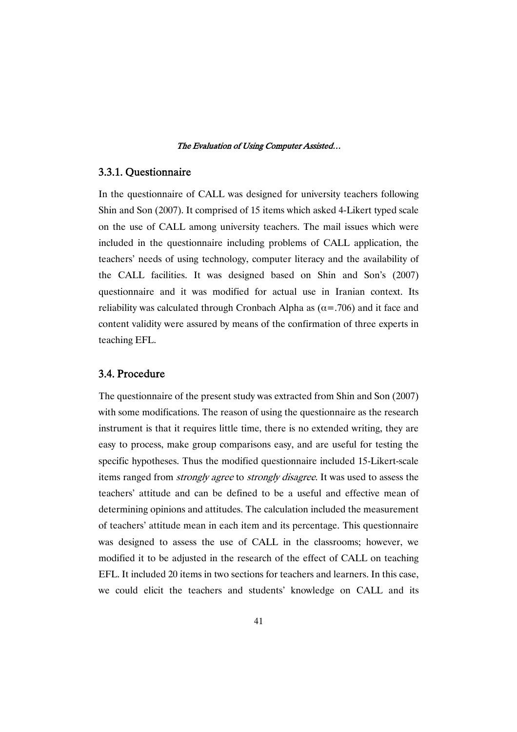### 3.3.1. Questionnaire

In the questionnaire of CALL was designed for university teachers following Shin and Son (2007). It comprised of 15 items which asked 4-Likert typed scale on the use of CALL among university teachers. The mail issues which were included in the questionnaire including problems of CALL application, the teachers' needs of using technology, computer literacy and the availability of the CALL facilities. It was designed based on Shin and Son's (2007) questionnaire and it was modified for actual use in Iranian context. Its reliability was calculated through Cronbach Alpha as ($\alpha$=.706) and it face and content validity were assured by means of the confirmation of three experts in teaching EFL.

## 3.4. Procedure

The questionnaire of the present study was extracted from Shin and Son (2007) with some modifications. The reason of using the questionnaire as the research instrument is that it requires little time, there is no extended writing, they are easy to process, make group comparisons easy, and are useful for testing the specific hypotheses. Thus the modified questionnaire included 15-Likert-scale items ranged from *strongly agree* to *strongly disagree*. It was used to assess the teachers' attitude and can be defined to be a useful and effective mean of determining opinions and attitudes. The calculation included the measurement of teachers' attitude mean in each item and its percentage. This questionnaire was designed to assess the use of CALL in the classrooms; however, we modified it to be adjusted in the research of the effect of CALL on teaching EFL. It included 20 items in two sections for teachers and learners. In this case, we could elicit the teachers and students' knowledge on CALL and its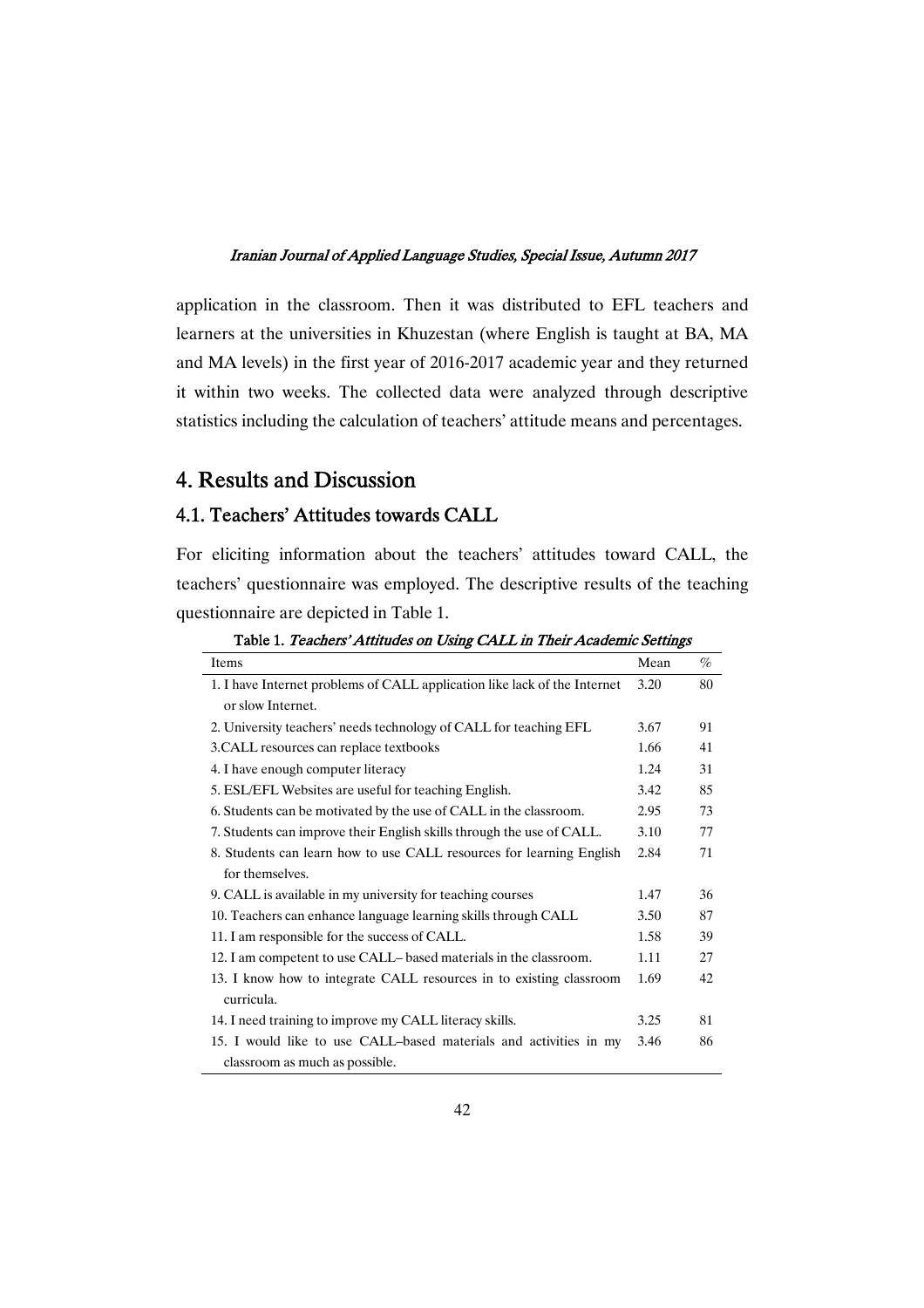application in the classroom. Then it was distributed to EFL teachers and learners at the universities in Khuzestan (where English is taught at BA, MA and MA levels) in the first year of 2016-2017 academic year and they returned it within two weeks. The collected data were analyzed through descriptive statistics including the calculation of teachers' attitude means and percentages.

## 4. Results and Discussion

### 4.1. Teachers' Attitudes towards CALL

For eliciting information about the teachers' attitudes toward CALL, the teachers' questionnaire was employed. The descriptive results of the teaching questionnaire are depicted in Table 1.

Table 1. *Teachers' Attitudes on Using CALL in Their Academic Settings*

| Items | Mean | % |
|---|---|---|
| 1. I have Internet problems of CALL application like lack of the Internet or slow Internet. | 3.20 | 80 |
| 2. University teachers' needs technology of CALL for teaching EFL | 3.67 | 91 |
| 3.CALL resources can replace textbooks | 1.66 | 41 |
| 4. I have enough computer literacy | 1.24 | 31 |
| 5. ESL/EFL Websites are useful for teaching English. | 3.42 | 85 |
| 6. Students can be motivated by the use of CALL in the classroom. | 2.95 | 73 |
| 7. Students can improve their English skills through the use of CALL. | 3.10 | 77 |
| 8. Students can learn how to use CALL resources for learning English for themselves. | 2.84 | 71 |
| 9. CALL is available in my university for teaching courses | 1.47 | 36 |
| 10. Teachers can enhance language learning skills through CALL | 3.50 | 87 |
| 11. I am responsible for the success of CALL. | 1.58 | 39 |
| 12. I am competent to use CALL– based materials in the classroom. | 1.11 | 27 |
| 13. I know how to integrate CALL resources in to existing classroom curricula. | 1.69 | 42 |
| 14. I need training to improve my CALL literacy skills. | 3.25 | 81 |
| 15. I would like to use CALL–based materials and activities in my classroom as much as possible. | 3.46 | 86 |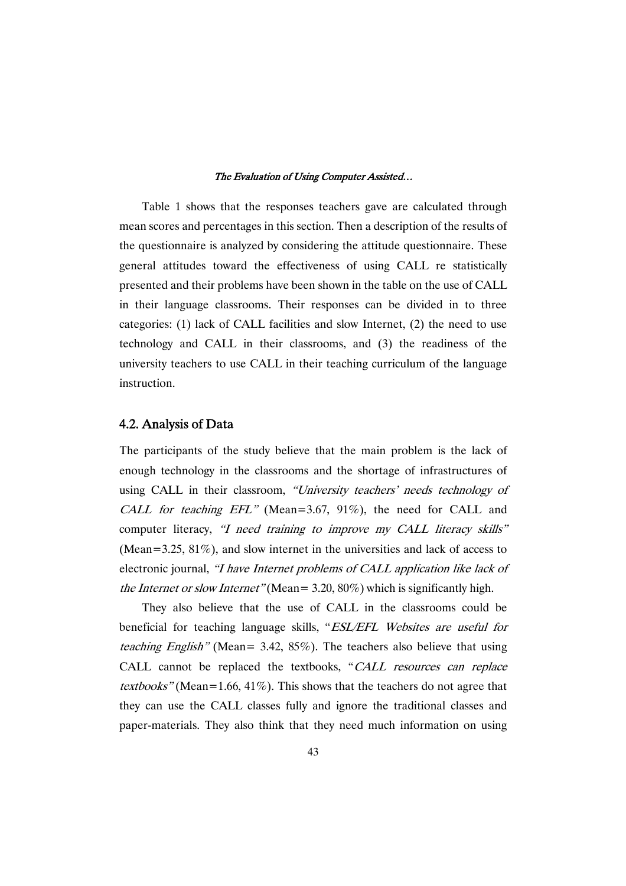Table 1 shows that the responses teachers gave are calculated through mean scores and percentages in this section. Then a description of the results of the questionnaire is analyzed by considering the attitude questionnaire. These general attitudes toward the effectiveness of using CALL re statistically presented and their problems have been shown in the table on the use of CALL in their language classrooms. Their responses can be divided in to three categories: (1) lack of CALL facilities and slow Internet, (2) the need to use technology and CALL in their classrooms, and (3) the readiness of the university teachers to use CALL in their teaching curriculum of the language instruction.

## 4.2. Analysis of Data

The participants of the study believe that the main problem is the lack of enough technology in the classrooms and the shortage of infrastructures of using CALL in their classroom, *"University teachers' needs technology of CALL for teaching EFL"* (Mean=3.67, 91%), the need for CALL and computer literacy, *"I need training to improve my CALL literacy skills"* (Mean=3.25, 81%), and slow internet in the universities and lack of access to electronic journal, *"I have Internet problems of CALL application like lack of the Internet or slow Internet"* (Mean= 3.20, 80%) which is significantly high.

They also believe that the use of CALL in the classrooms could be beneficial for teaching language skills, "*ESL/EFL Websites are useful for teaching English"* (Mean= 3.42, 85%). The teachers also believe that using CALL cannot be replaced the textbooks, "*CALL resources can replace textbooks"* (Mean=1.66, 41%). This shows that the teachers do not agree that they can use the CALL classes fully and ignore the traditional classes and paper-materials. They also think that they need much information on using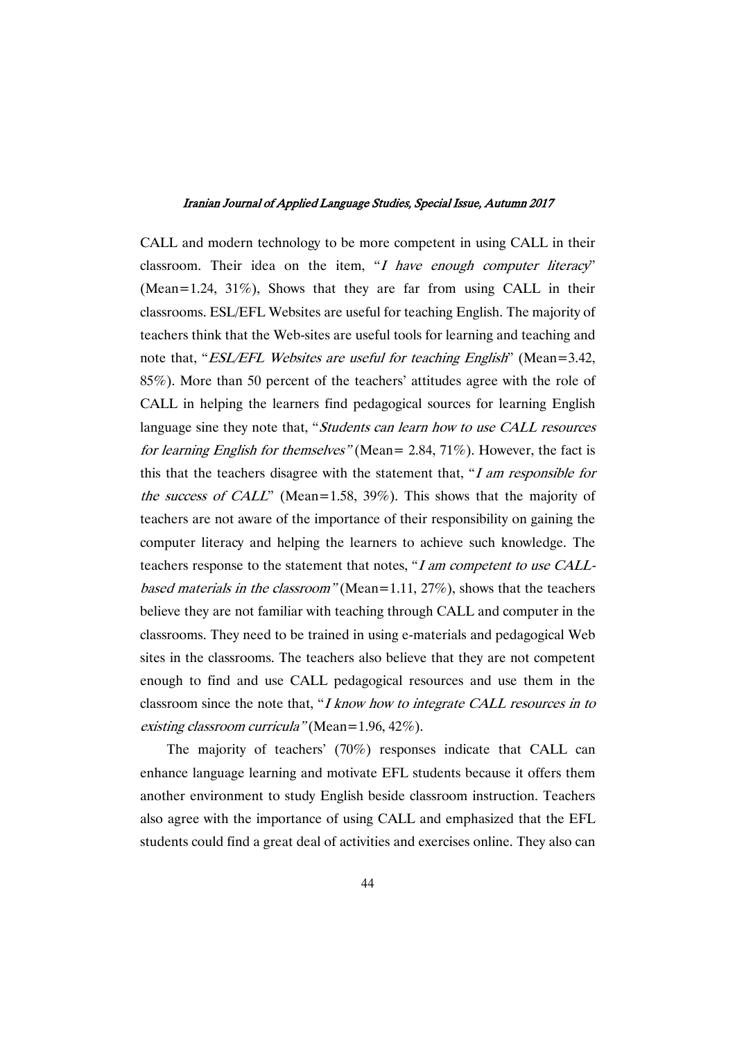CALL and modern technology to be more competent in using CALL in their classroom. Their idea on the item, "*I have enough computer literacy*" (Mean=1.24, 31%), Shows that they are far from using CALL in their classrooms. ESL/EFL Websites are useful for teaching English. The majority of teachers think that the Web-sites are useful tools for learning and teaching and note that, "*ESL/EFL Websites are useful for teaching English*" (Mean=3.42, 85%). More than 50 percent of the teachers' attitudes agree with the role of CALL in helping the learners find pedagogical sources for learning English language sine they note that, "*Students can learn how to use CALL resources for learning English for themselves"* (Mean= 2.84, 71%). However, the fact is this that the teachers disagree with the statement that, "*I am responsible for the success of CALL*" (Mean=1.58, 39%). This shows that the majority of teachers are not aware of the importance of their responsibility on gaining the computer literacy and helping the learners to achieve such knowledge. The teachers response to the statement that notes, "*I am competent to use CALL-based materials in the classroom"* (Mean=1.11, 27%), shows that the teachers believe they are not familiar with teaching through CALL and computer in the classrooms. They need to be trained in using e-materials and pedagogical Web sites in the classrooms. The teachers also believe that they are not competent enough to find and use CALL pedagogical resources and use them in the classroom since the note that, "*I know how to integrate CALL resources in to existing classroom curricula"* (Mean=1.96, 42%).

The majority of teachers' (70%) responses indicate that CALL can enhance language learning and motivate EFL students because it offers them another environment to study English beside classroom instruction. Teachers also agree with the importance of using CALL and emphasized that the EFL students could find a great deal of activities and exercises online. They also can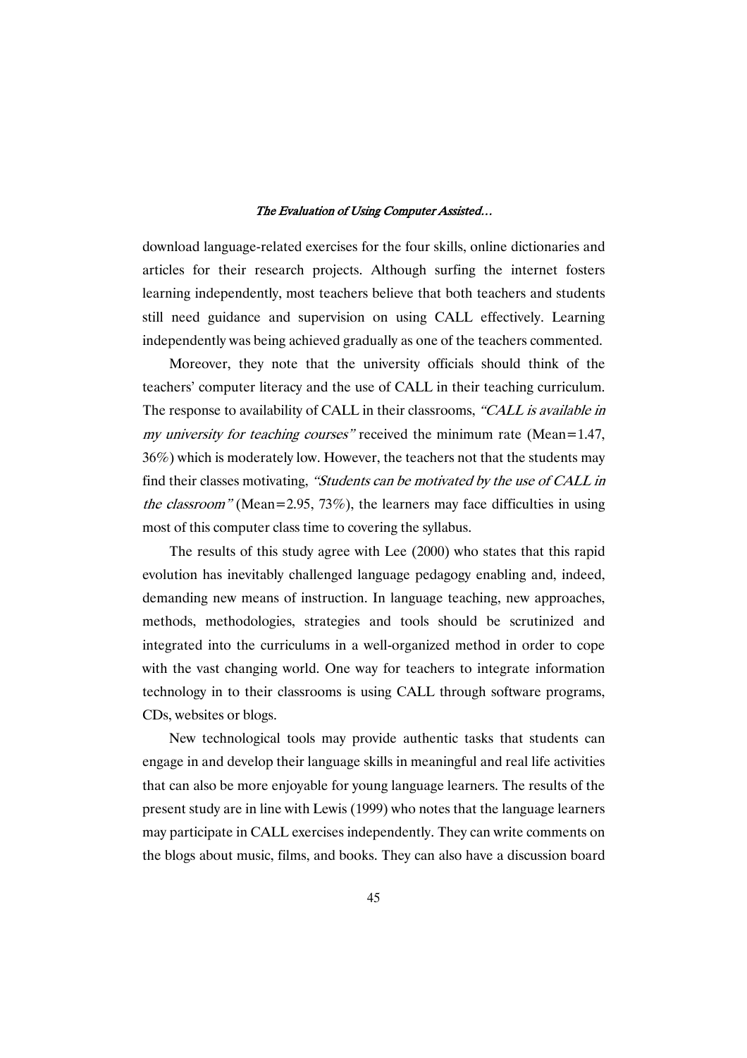download language-related exercises for the four skills, online dictionaries and articles for their research projects. Although surfing the internet fosters learning independently, most teachers believe that both teachers and students still need guidance and supervision on using CALL effectively. Learning independently was being achieved gradually as one of the teachers commented.

Moreover, they note that the university officials should think of the teachers' computer literacy and the use of CALL in their teaching curriculum. The response to availability of CALL in their classrooms, *"CALL is available in my university for teaching courses"* received the minimum rate (Mean=1.47, 36%) which is moderately low. However, the teachers not that the students may find their classes motivating, *"Students can be motivated by the use of CALL in the classroom"* (Mean=2.95, 73%), the learners may face difficulties in using most of this computer class time to covering the syllabus.

The results of this study agree with Lee (2000) who states that this rapid evolution has inevitably challenged language pedagogy enabling and, indeed, demanding new means of instruction. In language teaching, new approaches, methods, methodologies, strategies and tools should be scrutinized and integrated into the curriculums in a well-organized method in order to cope with the vast changing world. One way for teachers to integrate information technology in to their classrooms is using CALL through software programs, CDs, websites or blogs.

New technological tools may provide authentic tasks that students can engage in and develop their language skills in meaningful and real life activities that can also be more enjoyable for young language learners. The results of the present study are in line with Lewis (1999) who notes that the language learners may participate in CALL exercises independently. They can write comments on the blogs about music, films, and books. They can also have a discussion board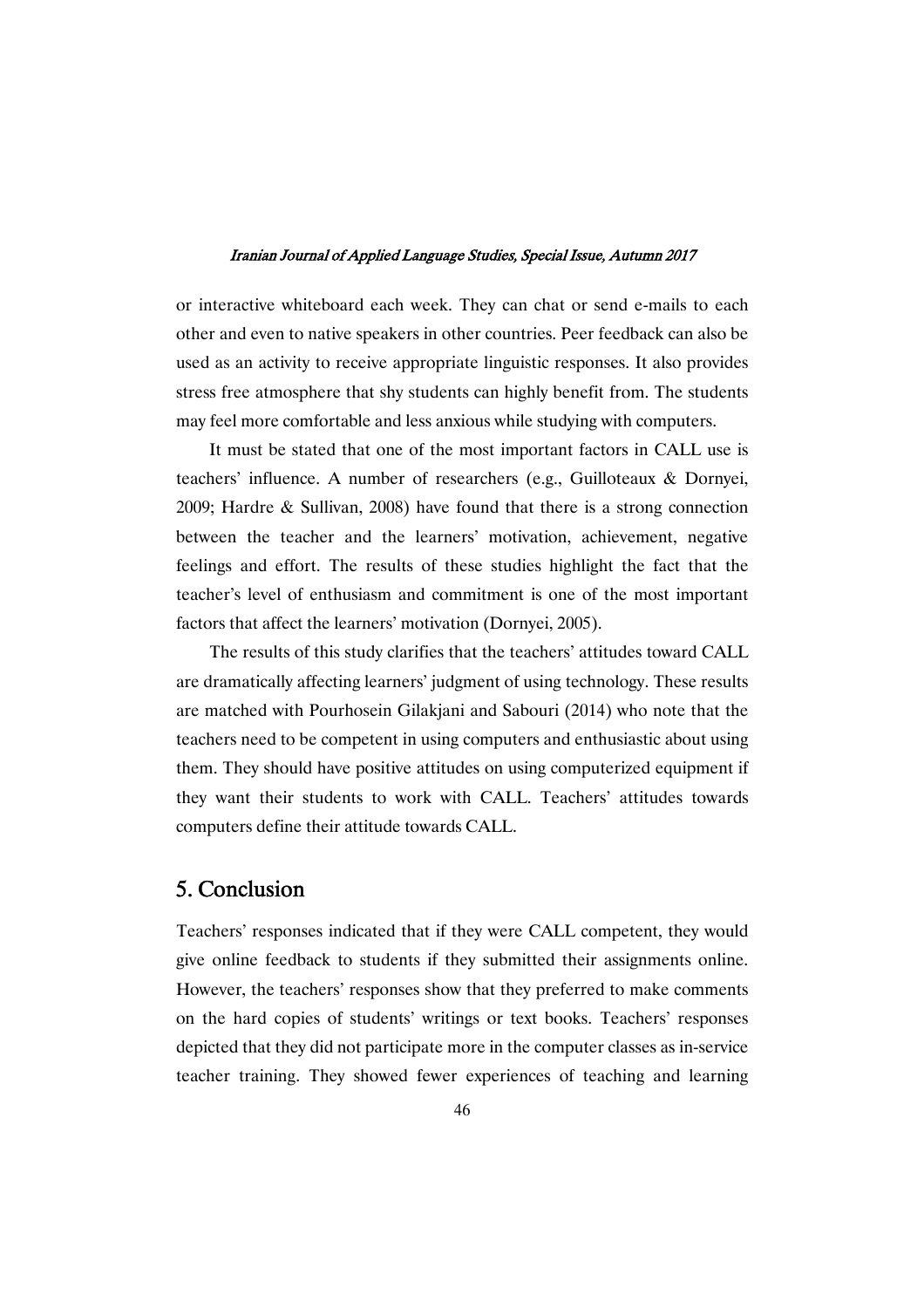or interactive whiteboard each week. They can chat or send e-mails to each other and even to native speakers in other countries. Peer feedback can also be used as an activity to receive appropriate linguistic responses. It also provides stress free atmosphere that shy students can highly benefit from. The students may feel more comfortable and less anxious while studying with computers.

It must be stated that one of the most important factors in CALL use is teachers' influence. A number of researchers (e.g., Guilloteaux & Dornyei, 2009; Hardre & Sullivan, 2008) have found that there is a strong connection between the teacher and the learners' motivation, achievement, negative feelings and effort. The results of these studies highlight the fact that the teacher's level of enthusiasm and commitment is one of the most important factors that affect the learners' motivation (Dornyei, 2005).

The results of this study clarifies that the teachers' attitudes toward CALL are dramatically affecting learners' judgment of using technology. These results are matched with Pourhosein Gilakjani and Sabouri (2014) who note that the teachers need to be competent in using computers and enthusiastic about using them. They should have positive attitudes on using computerized equipment if they want their students to work with CALL. Teachers' attitudes towards computers define their attitude towards CALL.

## 5. Conclusion

Teachers' responses indicated that if they were CALL competent, they would give online feedback to students if they submitted their assignments online. However, the teachers' responses show that they preferred to make comments on the hard copies of students' writings or text books. Teachers' responses depicted that they did not participate more in the computer classes as in-service teacher training. They showed fewer experiences of teaching and learning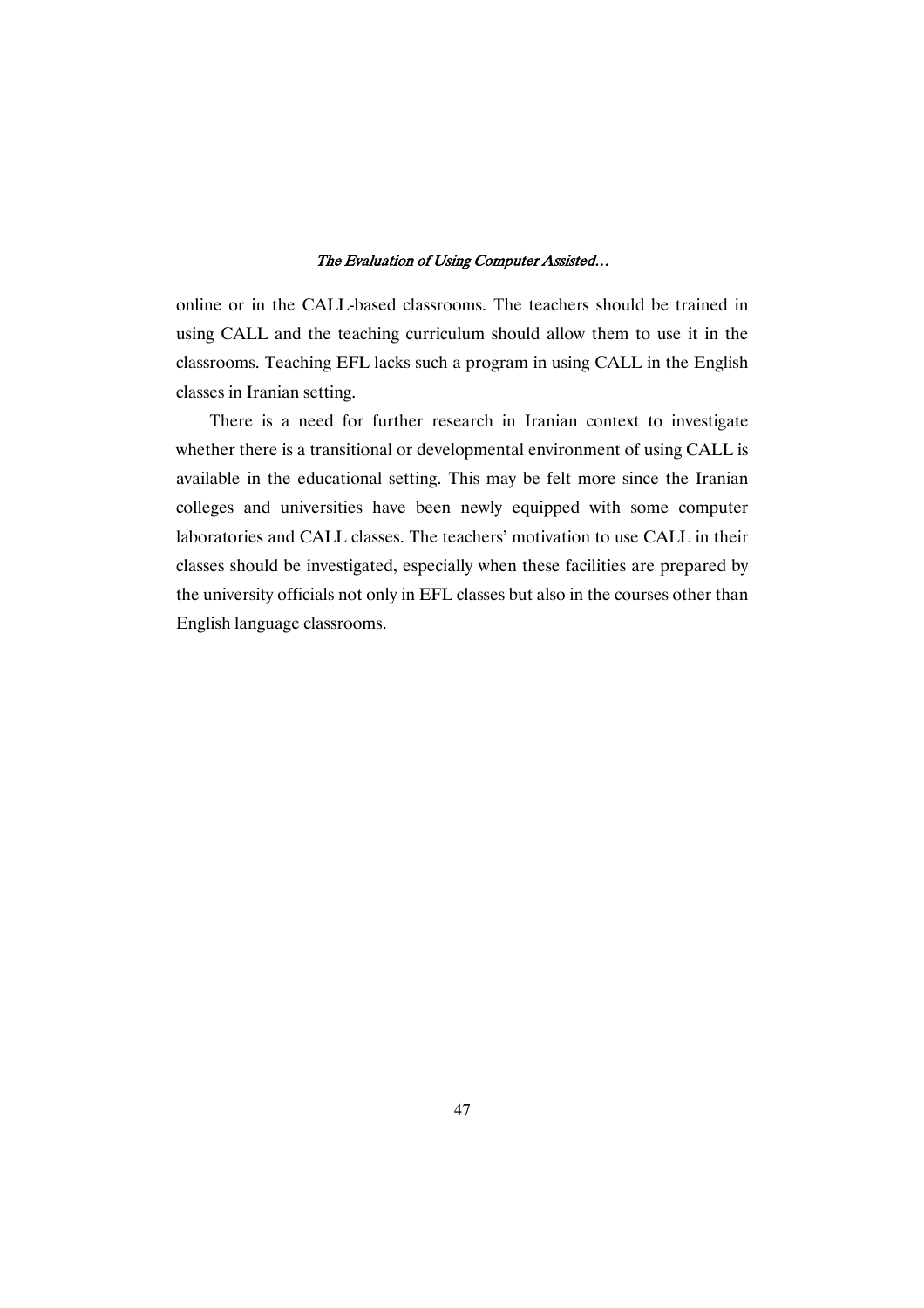online or in the CALL-based classrooms. The teachers should be trained in using CALL and the teaching curriculum should allow them to use it in the classrooms. Teaching EFL lacks such a program in using CALL in the English classes in Iranian setting.

There is a need for further research in Iranian context to investigate whether there is a transitional or developmental environment of using CALL is available in the educational setting. This may be felt more since the Iranian colleges and universities have been newly equipped with some computer laboratories and CALL classes. The teachers' motivation to use CALL in their classes should be investigated, especially when these facilities are prepared by the university officials not only in EFL classes but also in the courses other than English language classrooms.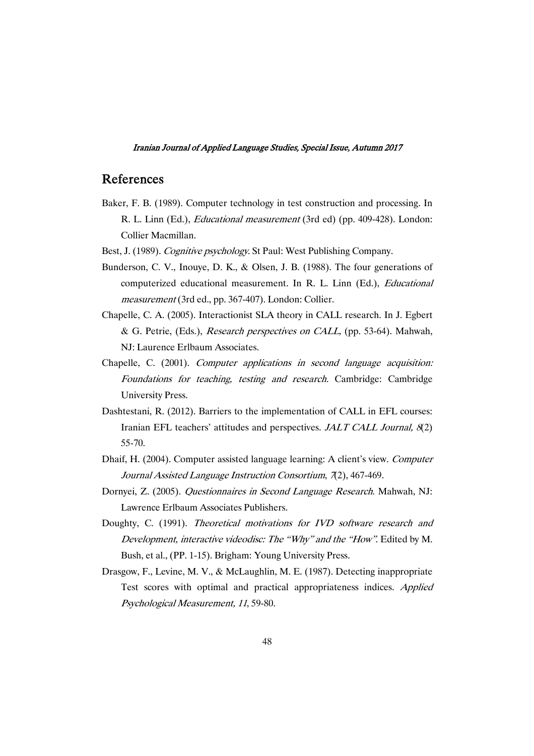## References

Baker, F. B. (1989). Computer technology in test construction and processing. In R. L. Linn (Ed.), *Educational measurement* (3rd ed) (pp. 409-428). London: Collier Macmillan.

Best, J. (1989). *Cognitive psychology*. St Paul: West Publishing Company.

Bunderson, C. V., Inouye, D. K., & Olsen, J. B. (1988). The four generations of computerized educational measurement. In R. L. Linn (Ed.), *Educational measurement* (3rd ed., pp. 367-407). London: Collier.

Chapelle, C. A. (2005). Interactionist SLA theory in CALL research. In J. Egbert & G. Petrie, (Eds.), *Research perspectives on CALL*, (pp. 53-64). Mahwah, NJ: Laurence Erlbaum Associates.

Chapelle, C. (2001). *Computer applications in second language acquisition: Foundations for teaching, testing and research*. Cambridge: Cambridge University Press.

Dashtestani, R. (2012). Barriers to the implementation of CALL in EFL courses: Iranian EFL teachers' attitudes and perspectives. *JALT CALL Journal, 8*(2) 55-70.

Dhaif, H. (2004). Computer assisted language learning: A client's view. *Computer Journal Assisted Language Instruction Consortium*, *7*(2), 467-469.

Dornyei, Z. (2005). *Questionnaires in Second Language Research*. Mahwah, NJ: Lawrence Erlbaum Associates Publishers.

Doughty, C. (1991). *Theoretical motivations for IVD software research and Development, interactive videodisc: The "Why" and the "How"*. Edited by M. Bush, et al., (PP. 1-15). Brigham: Young University Press.

Drasgow, F., Levine, M. V., & McLaughlin, M. E. (1987). Detecting inappropriate Test scores with optimal and practical appropriateness indices. *Applied Psychological Measurement, 11*, 59-80.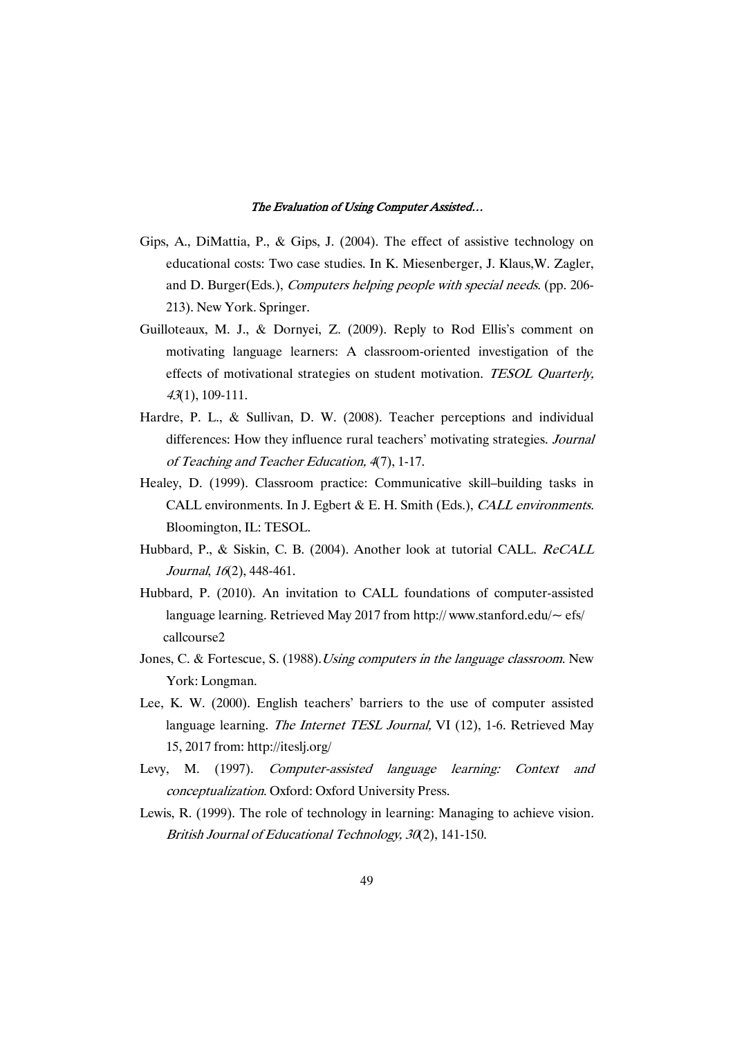Gips, A., DiMattia, P., & Gips, J. (2004). The effect of assistive technology on educational costs: Two case studies. In K. Miesenberger, J. Klaus,W. Zagler, and D. Burger(Eds.), *Computers helping people with special needs.* (pp. 206-213). New York. Springer.

Guilloteaux, M. J., & Dornyei, Z. (2009). Reply to Rod Ellis's comment on motivating language learners: A classroom-oriented investigation of the effects of motivational strategies on student motivation. *TESOL Quarterly, 43*(1), 109-111.

Hardre, P. L., & Sullivan, D. W. (2008). Teacher perceptions and individual differences: How they influence rural teachers' motivating strategies. *Journal of Teaching and Teacher Education, 4*(7), 1-17.

Healey, D. (1999). Classroom practice: Communicative skill–building tasks in CALL environments. In J. Egbert & E. H. Smith (Eds.), *CALL environments.* Bloomington, IL: TESOL.

Hubbard, P., & Siskin, C. B. (2004). Another look at tutorial CALL. *ReCALL Journal*, *16*(2), 448-461.

Hubbard, P. (2010). An invitation to CALL foundations of computer-assisted language learning. Retrieved May 2017 from http:// www.stanford.edu/~ efs/ callcourse2

Jones, C. & Fortescue, S. (1988).*Using computers in the language classroom*. New York: Longman.

Lee, K. W. (2000). English teachers' barriers to the use of computer assisted language learning. *The Internet TESL Journal,* VI (12), 1-6. Retrieved May 15, 2017 from: http://iteslj.org/

Levy, M. (1997). *Computer-assisted language learning: Context and conceptualization*. Oxford: Oxford University Press.

Lewis, R. (1999). The role of technology in learning: Managing to achieve vision. *British Journal of Educational Technology, 30*(2), 141-150.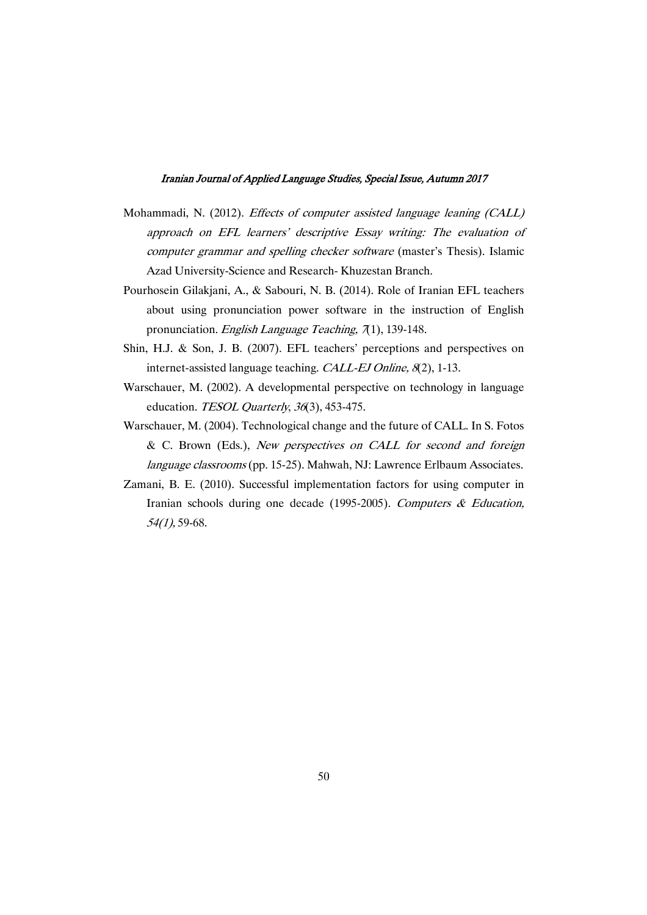Mohammadi, N. (2012). *Effects of computer assisted language leaning (CALL) approach on EFL learners' descriptive Essay writing: The evaluation of computer grammar and spelling checker software* (master's Thesis). Islamic Azad University-Science and Research- Khuzestan Branch.

Pourhosein Gilakjani, A., & Sabouri, N. B. (2014). Role of Iranian EFL teachers about using pronunciation power software in the instruction of English pronunciation. *English Language Teaching, 7*(1), 139-148.

Shin, H.J. & Son, J. B. (2007). EFL teachers' perceptions and perspectives on internet-assisted language teaching. *CALL-EJ Online, 8*(2), 1-13.

Warschauer, M. (2002). A developmental perspective on technology in language education. *TESOL Quarterly*, *36*(3), 453-475.

Warschauer, M. (2004). Technological change and the future of CALL. In S. Fotos & C. Brown (Eds.), *New perspectives on CALL for second and foreign language classrooms* (pp. 15-25). Mahwah, NJ: Lawrence Erlbaum Associates.

Zamani, B. E. (2010). Successful implementation factors for using computer in Iranian schools during one decade (1995-2005). *Computers & Education, 54(1),* 59-68.